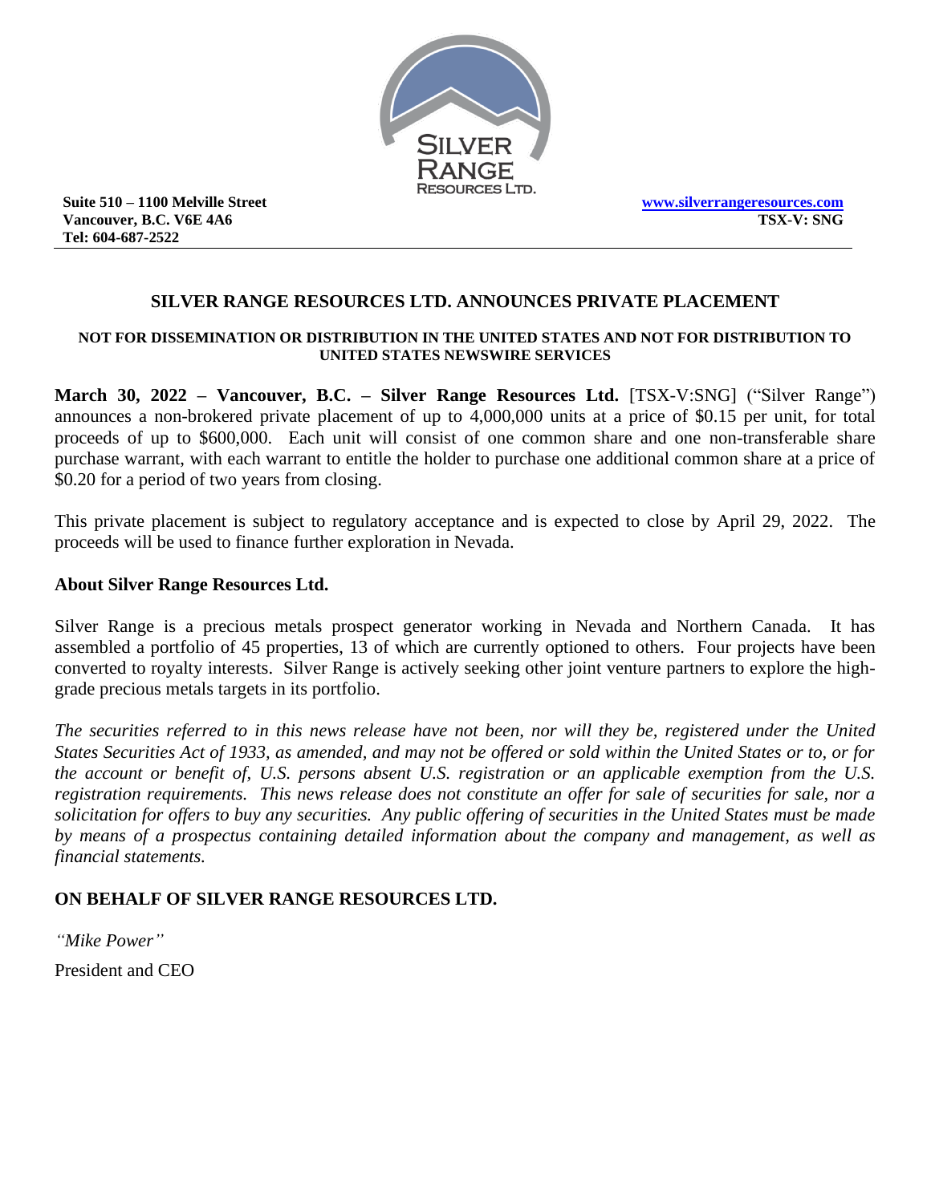Suite 510 – 1100 Melville Street
Vancouver, B.C. V6E 4A6
Tel: 604-687-2522

www.silverrangeresources.com
TSX-V: SNG

# SILVER RANGE RESOURCES LTD. ANNOUNCES PRIVATE PLACEMENT

**NOT FOR DISSEMINATION OR DISTRIBUTION IN THE UNITED STATES AND NOT FOR DISTRIBUTION TO UNITED STATES NEWSWIRE SERVICES**

**March 30, 2022 – Vancouver, B.C. – Silver Range Resources Ltd.** [TSX-V:SNG] ("Silver Range") announces a non-brokered private placement of up to 4,000,000 units at a price of $0.15 per unit, for total proceeds of up to $600,000. Each unit will consist of one common share and one non-transferable share purchase warrant, with each warrant to entitle the holder to purchase one additional common share at a price of $0.20 for a period of two years from closing.

This private placement is subject to regulatory acceptance and is expected to close by April 29, 2022. The proceeds will be used to finance further exploration in Nevada.

## About Silver Range Resources Ltd.

Silver Range is a precious metals prospect generator working in Nevada and Northern Canada. It has assembled a portfolio of 45 properties, 13 of which are currently optioned to others. Four projects have been converted to royalty interests. Silver Range is actively seeking other joint venture partners to explore the high-grade precious metals targets in its portfolio.

*The securities referred to in this news release have not been, nor will they be, registered under the United States Securities Act of 1933, as amended, and may not be offered or sold within the United States or to, or for the account or benefit of, U.S. persons absent U.S. registration or an applicable exemption from the U.S. registration requirements. This news release does not constitute an offer for sale of securities for sale, nor a solicitation for offers to buy any securities. Any public offering of securities in the United States must be made by means of a prospectus containing detailed information about the company and management, as well as financial statements.*

**ON BEHALF OF SILVER RANGE RESOURCES LTD.**

*"Mike Power"*

President and CEO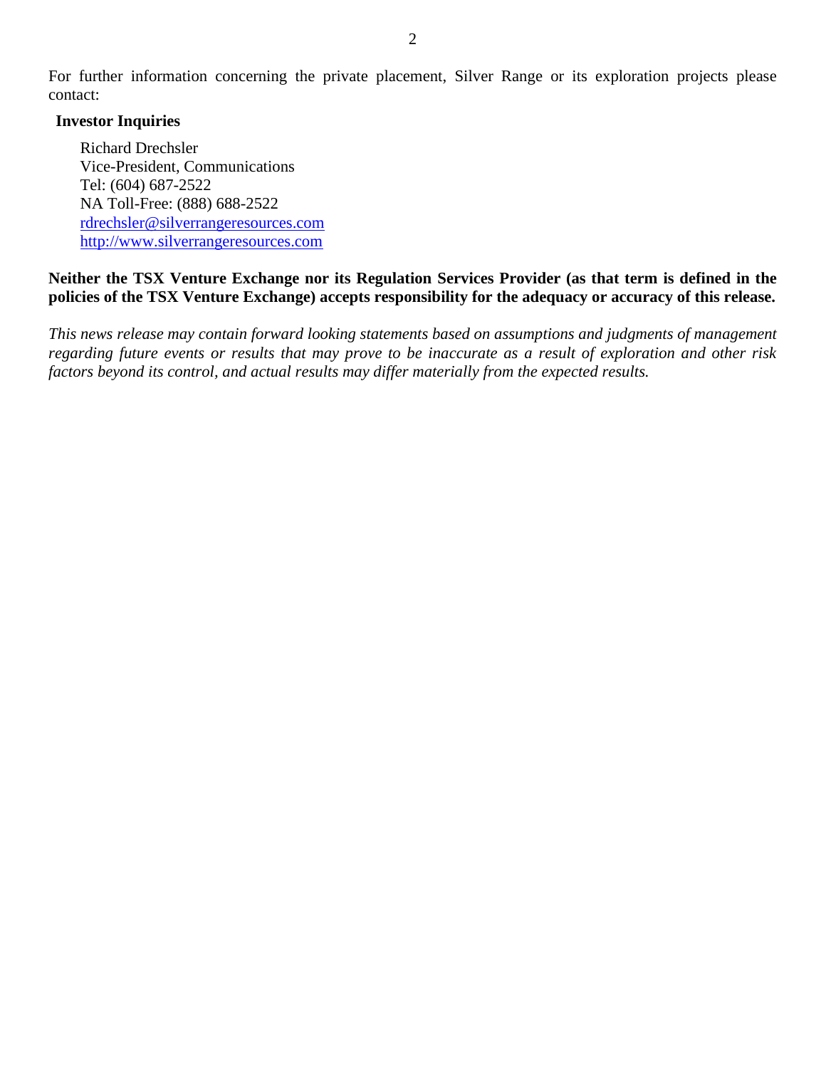For further information concerning the private placement, Silver Range or its exploration projects please contact:

**Investor Inquiries**

Richard Drechsler
Vice-President, Communications
Tel: (604) 687-2522
NA Toll-Free: (888) 688-2522
rdrechsler@silverrangeresources.com
http://www.silverrangeresources.com

**Neither the TSX Venture Exchange nor its Regulation Services Provider (as that term is defined in the policies of the TSX Venture Exchange) accepts responsibility for the adequacy or accuracy of this release.**

*This news release may contain forward looking statements based on assumptions and judgments of management regarding future events or results that may prove to be inaccurate as a result of exploration and other risk factors beyond its control, and actual results may differ materially from the expected results.*